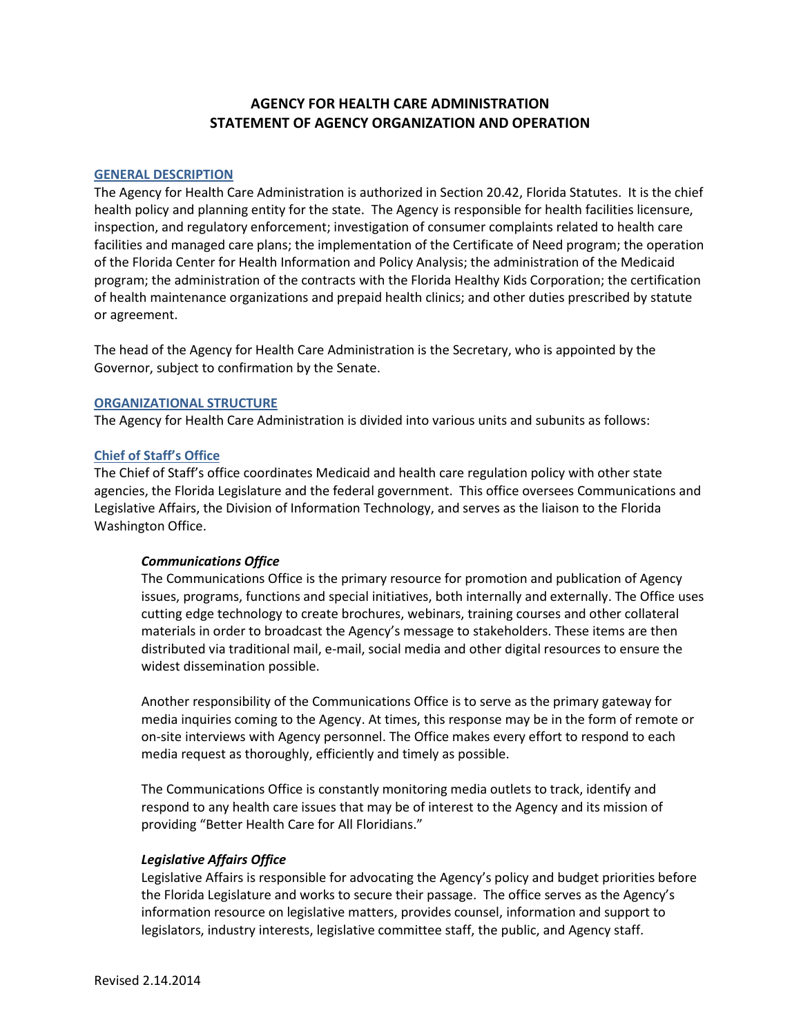# AGENCY FOR HEALTH CARE ADMINISTRATION
# STATEMENT OF AGENCY ORGANIZATION AND OPERATION

## GENERAL DESCRIPTION

The Agency for Health Care Administration is authorized in Section 20.42, Florida Statutes. It is the chief health policy and planning entity for the state. The Agency is responsible for health facilities licensure, inspection, and regulatory enforcement; investigation of consumer complaints related to health care facilities and managed care plans; the implementation of the Certificate of Need program; the operation of the Florida Center for Health Information and Policy Analysis; the administration of the Medicaid program; the administration of the contracts with the Florida Healthy Kids Corporation; the certification of health maintenance organizations and prepaid health clinics; and other duties prescribed by statute or agreement.

The head of the Agency for Health Care Administration is the Secretary, who is appointed by the Governor, subject to confirmation by the Senate.

## ORGANIZATIONAL STRUCTURE

The Agency for Health Care Administration is divided into various units and subunits as follows:

### Chief of Staff's Office

The Chief of Staff's office coordinates Medicaid and health care regulation policy with other state agencies, the Florida Legislature and the federal government. This office oversees Communications and Legislative Affairs, the Division of Information Technology, and serves as the liaison to the Florida Washington Office.

#### *Communications Office*

The Communications Office is the primary resource for promotion and publication of Agency issues, programs, functions and special initiatives, both internally and externally. The Office uses cutting edge technology to create brochures, webinars, training courses and other collateral materials in order to broadcast the Agency's message to stakeholders. These items are then distributed via traditional mail, e-mail, social media and other digital resources to ensure the widest dissemination possible.

Another responsibility of the Communications Office is to serve as the primary gateway for media inquiries coming to the Agency. At times, this response may be in the form of remote or on-site interviews with Agency personnel. The Office makes every effort to respond to each media request as thoroughly, efficiently and timely as possible.

The Communications Office is constantly monitoring media outlets to track, identify and respond to any health care issues that may be of interest to the Agency and its mission of providing "Better Health Care for All Floridians."

#### *Legislative Affairs Office*

Legislative Affairs is responsible for advocating the Agency's policy and budget priorities before the Florida Legislature and works to secure their passage. The office serves as the Agency's information resource on legislative matters, provides counsel, information and support to legislators, industry interests, legislative committee staff, the public, and Agency staff.

Revised 2.14.2014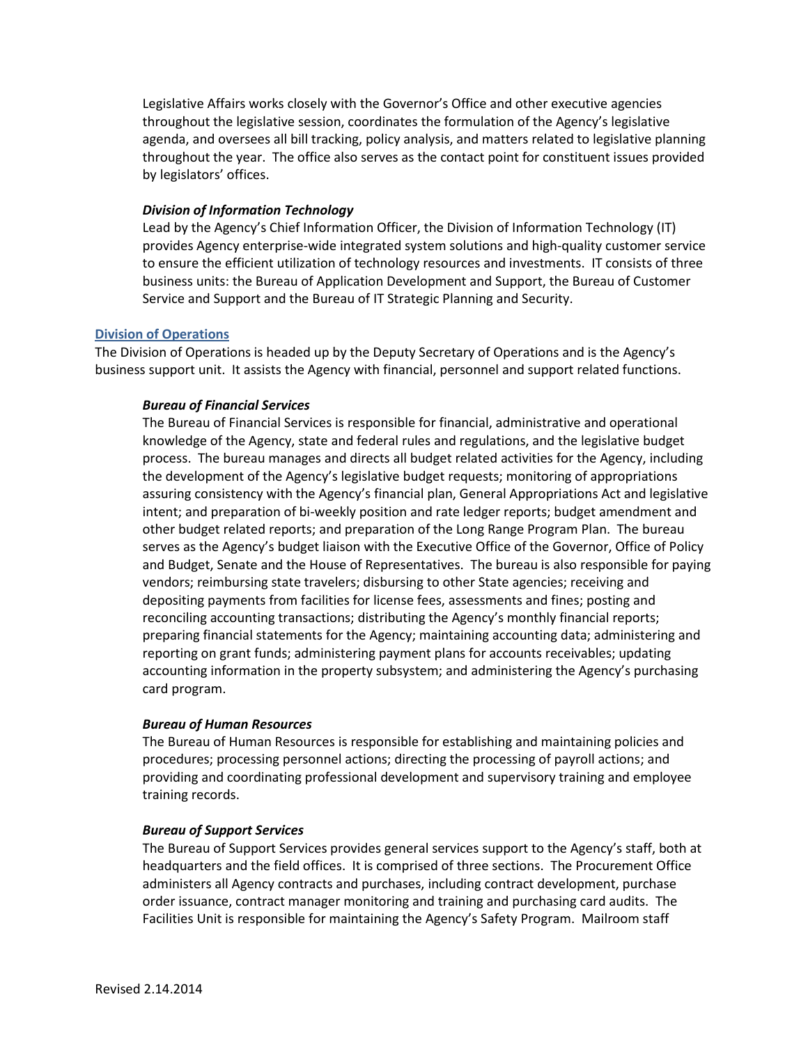Legislative Affairs works closely with the Governor's Office and other executive agencies throughout the legislative session, coordinates the formulation of the Agency's legislative agenda, and oversees all bill tracking, policy analysis, and matters related to legislative planning throughout the year. The office also serves as the contact point for constituent issues provided by legislators' offices.

### *Division of Information Technology*

Lead by the Agency's Chief Information Officer, the Division of Information Technology (IT) provides Agency enterprise-wide integrated system solutions and high-quality customer service to ensure the efficient utilization of technology resources and investments. IT consists of three business units: the Bureau of Application Development and Support, the Bureau of Customer Service and Support and the Bureau of IT Strategic Planning and Security.

## Division of Operations

The Division of Operations is headed up by the Deputy Secretary of Operations and is the Agency's business support unit. It assists the Agency with financial, personnel and support related functions.

### *Bureau of Financial Services*

The Bureau of Financial Services is responsible for financial, administrative and operational knowledge of the Agency, state and federal rules and regulations, and the legislative budget process. The bureau manages and directs all budget related activities for the Agency, including the development of the Agency's legislative budget requests; monitoring of appropriations assuring consistency with the Agency's financial plan, General Appropriations Act and legislative intent; and preparation of bi-weekly position and rate ledger reports; budget amendment and other budget related reports; and preparation of the Long Range Program Plan. The bureau serves as the Agency's budget liaison with the Executive Office of the Governor, Office of Policy and Budget, Senate and the House of Representatives. The bureau is also responsible for paying vendors; reimbursing state travelers; disbursing to other State agencies; receiving and depositing payments from facilities for license fees, assessments and fines; posting and reconciling accounting transactions; distributing the Agency's monthly financial reports; preparing financial statements for the Agency; maintaining accounting data; administering and reporting on grant funds; administering payment plans for accounts receivables; updating accounting information in the property subsystem; and administering the Agency's purchasing card program.

### *Bureau of Human Resources*

The Bureau of Human Resources is responsible for establishing and maintaining policies and procedures; processing personnel actions; directing the processing of payroll actions; and providing and coordinating professional development and supervisory training and employee training records.

### *Bureau of Support Services*

The Bureau of Support Services provides general services support to the Agency's staff, both at headquarters and the field offices. It is comprised of three sections. The Procurement Office administers all Agency contracts and purchases, including contract development, purchase order issuance, contract manager monitoring and training and purchasing card audits. The Facilities Unit is responsible for maintaining the Agency's Safety Program. Mailroom staff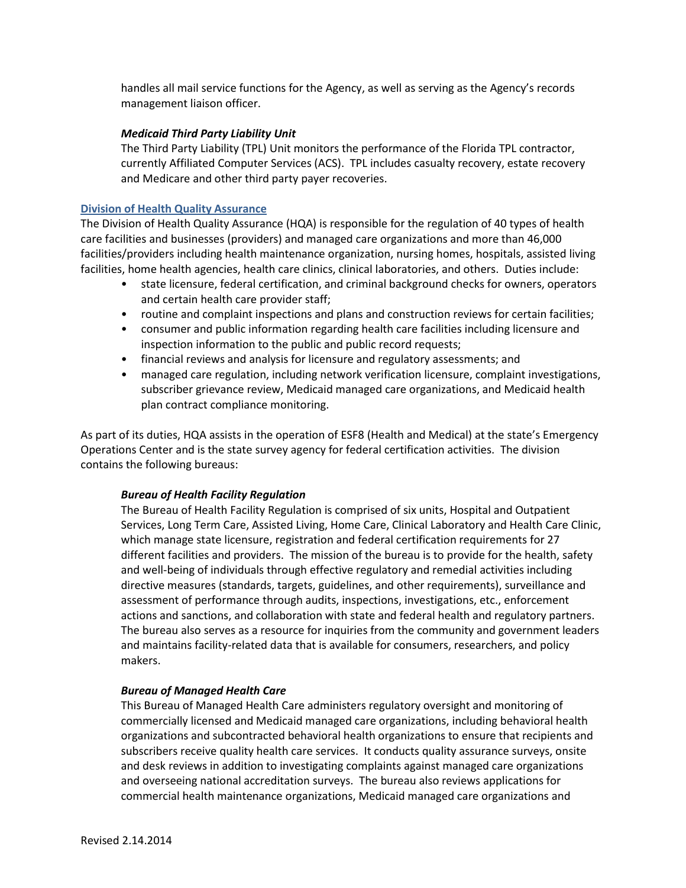handles all mail service functions for the Agency, as well as serving as the Agency's records management liaison officer.

***Medicaid Third Party Liability Unit***

The Third Party Liability (TPL) Unit monitors the performance of the Florida TPL contractor, currently Affiliated Computer Services (ACS). TPL includes casualty recovery, estate recovery and Medicare and other third party payer recoveries.

## Division of Health Quality Assurance

The Division of Health Quality Assurance (HQA) is responsible for the regulation of 40 types of health care facilities and businesses (providers) and managed care organizations and more than 46,000 facilities/providers including health maintenance organization, nursing homes, hospitals, assisted living facilities, home health agencies, health care clinics, clinical laboratories, and others. Duties include:

- state licensure, federal certification, and criminal background checks for owners, operators and certain health care provider staff;
- routine and complaint inspections and plans and construction reviews for certain facilities;
- consumer and public information regarding health care facilities including licensure and inspection information to the public and public record requests;
- financial reviews and analysis for licensure and regulatory assessments; and
- managed care regulation, including network verification licensure, complaint investigations, subscriber grievance review, Medicaid managed care organizations, and Medicaid health plan contract compliance monitoring.

As part of its duties, HQA assists in the operation of ESF8 (Health and Medical) at the state's Emergency Operations Center and is the state survey agency for federal certification activities. The division contains the following bureaus:

***Bureau of Health Facility Regulation***

The Bureau of Health Facility Regulation is comprised of six units, Hospital and Outpatient Services, Long Term Care, Assisted Living, Home Care, Clinical Laboratory and Health Care Clinic, which manage state licensure, registration and federal certification requirements for 27 different facilities and providers. The mission of the bureau is to provide for the health, safety and well-being of individuals through effective regulatory and remedial activities including directive measures (standards, targets, guidelines, and other requirements), surveillance and assessment of performance through audits, inspections, investigations, etc., enforcement actions and sanctions, and collaboration with state and federal health and regulatory partners. The bureau also serves as a resource for inquiries from the community and government leaders and maintains facility-related data that is available for consumers, researchers, and policy makers.

***Bureau of Managed Health Care***

This Bureau of Managed Health Care administers regulatory oversight and monitoring of commercially licensed and Medicaid managed care organizations, including behavioral health organizations and subcontracted behavioral health organizations to ensure that recipients and subscribers receive quality health care services. It conducts quality assurance surveys, onsite and desk reviews in addition to investigating complaints against managed care organizations and overseeing national accreditation surveys. The bureau also reviews applications for commercial health maintenance organizations, Medicaid managed care organizations and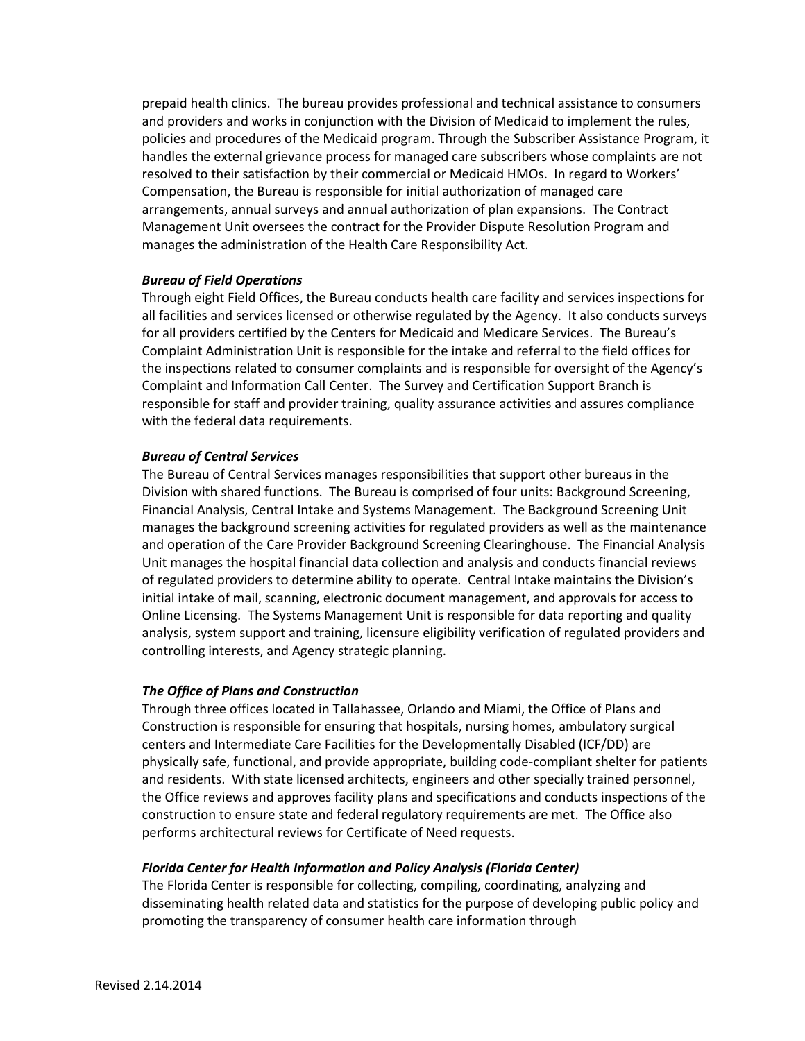prepaid health clinics. The bureau provides professional and technical assistance to consumers and providers and works in conjunction with the Division of Medicaid to implement the rules, policies and procedures of the Medicaid program. Through the Subscriber Assistance Program, it handles the external grievance process for managed care subscribers whose complaints are not resolved to their satisfaction by their commercial or Medicaid HMOs. In regard to Workers' Compensation, the Bureau is responsible for initial authorization of managed care arrangements, annual surveys and annual authorization of plan expansions. The Contract Management Unit oversees the contract for the Provider Dispute Resolution Program and manages the administration of the Health Care Responsibility Act.

***Bureau of Field Operations***

Through eight Field Offices, the Bureau conducts health care facility and services inspections for all facilities and services licensed or otherwise regulated by the Agency. It also conducts surveys for all providers certified by the Centers for Medicaid and Medicare Services. The Bureau's Complaint Administration Unit is responsible for the intake and referral to the field offices for the inspections related to consumer complaints and is responsible for oversight of the Agency's Complaint and Information Call Center. The Survey and Certification Support Branch is responsible for staff and provider training, quality assurance activities and assures compliance with the federal data requirements.

***Bureau of Central Services***

The Bureau of Central Services manages responsibilities that support other bureaus in the Division with shared functions. The Bureau is comprised of four units: Background Screening, Financial Analysis, Central Intake and Systems Management. The Background Screening Unit manages the background screening activities for regulated providers as well as the maintenance and operation of the Care Provider Background Screening Clearinghouse. The Financial Analysis Unit manages the hospital financial data collection and analysis and conducts financial reviews of regulated providers to determine ability to operate. Central Intake maintains the Division's initial intake of mail, scanning, electronic document management, and approvals for access to Online Licensing. The Systems Management Unit is responsible for data reporting and quality analysis, system support and training, licensure eligibility verification of regulated providers and controlling interests, and Agency strategic planning.

***The Office of Plans and Construction***

Through three offices located in Tallahassee, Orlando and Miami, the Office of Plans and Construction is responsible for ensuring that hospitals, nursing homes, ambulatory surgical centers and Intermediate Care Facilities for the Developmentally Disabled (ICF/DD) are physically safe, functional, and provide appropriate, building code-compliant shelter for patients and residents. With state licensed architects, engineers and other specially trained personnel, the Office reviews and approves facility plans and specifications and conducts inspections of the construction to ensure state and federal regulatory requirements are met. The Office also performs architectural reviews for Certificate of Need requests.

***Florida Center for Health Information and Policy Analysis (Florida Center)***

The Florida Center is responsible for collecting, compiling, coordinating, analyzing and disseminating health related data and statistics for the purpose of developing public policy and promoting the transparency of consumer health care information through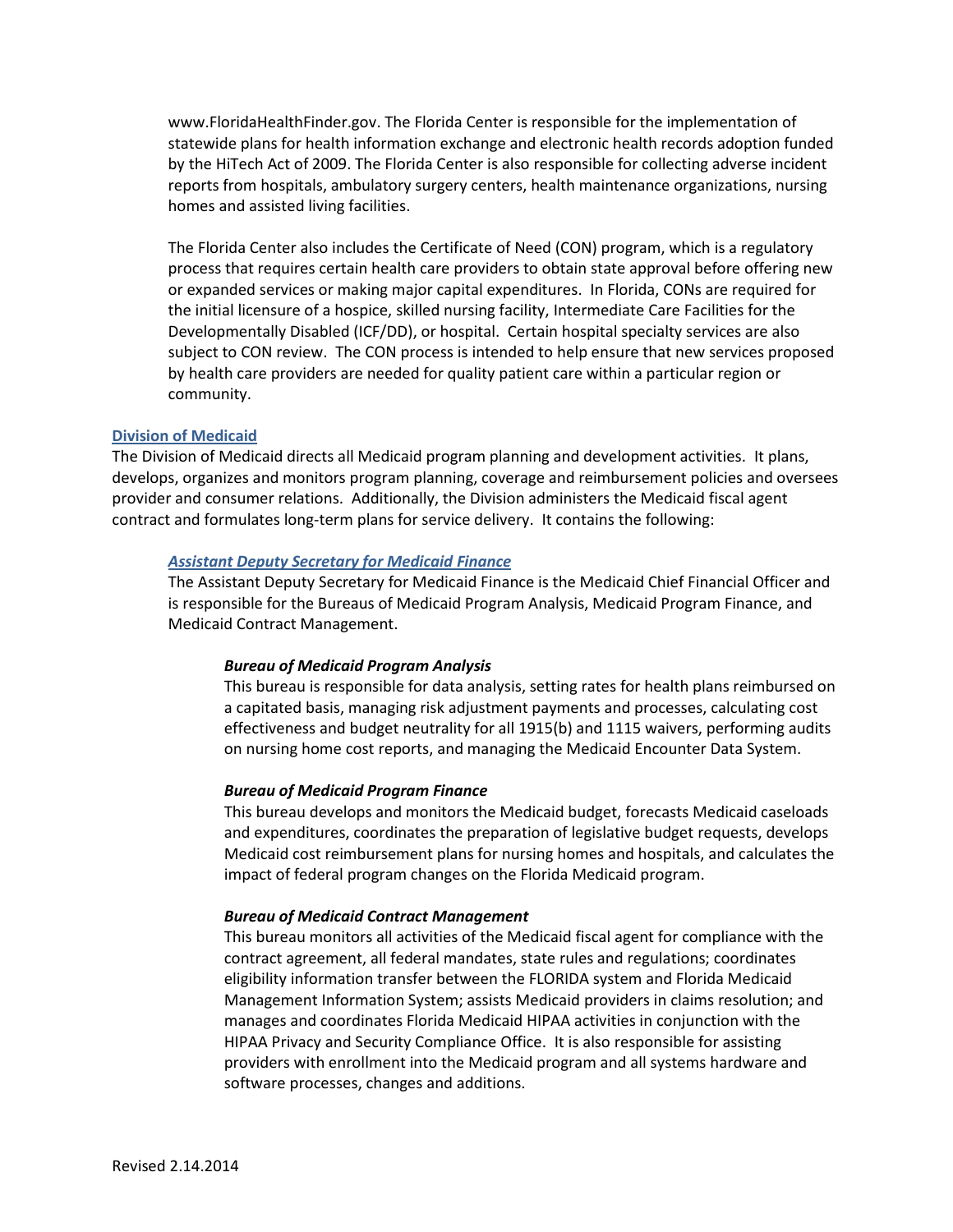www.FloridaHealthFinder.gov. The Florida Center is responsible for the implementation of statewide plans for health information exchange and electronic health records adoption funded by the HiTech Act of 2009. The Florida Center is also responsible for collecting adverse incident reports from hospitals, ambulatory surgery centers, health maintenance organizations, nursing homes and assisted living facilities.

The Florida Center also includes the Certificate of Need (CON) program, which is a regulatory process that requires certain health care providers to obtain state approval before offering new or expanded services or making major capital expenditures. In Florida, CONs are required for the initial licensure of a hospice, skilled nursing facility, Intermediate Care Facilities for the Developmentally Disabled (ICF/DD), or hospital. Certain hospital specialty services are also subject to CON review. The CON process is intended to help ensure that new services proposed by health care providers are needed for quality patient care within a particular region or community.

## Division of Medicaid

The Division of Medicaid directs all Medicaid program planning and development activities. It plans, develops, organizes and monitors program planning, coverage and reimbursement policies and oversees provider and consumer relations. Additionally, the Division administers the Medicaid fiscal agent contract and formulates long-term plans for service delivery. It contains the following:

### *Assistant Deputy Secretary for Medicaid Finance*

The Assistant Deputy Secretary for Medicaid Finance is the Medicaid Chief Financial Officer and is responsible for the Bureaus of Medicaid Program Analysis, Medicaid Program Finance, and Medicaid Contract Management.

#### ***Bureau of Medicaid Program Analysis***

This bureau is responsible for data analysis, setting rates for health plans reimbursed on a capitated basis, managing risk adjustment payments and processes, calculating cost effectiveness and budget neutrality for all 1915(b) and 1115 waivers, performing audits on nursing home cost reports, and managing the Medicaid Encounter Data System.

#### ***Bureau of Medicaid Program Finance***

This bureau develops and monitors the Medicaid budget, forecasts Medicaid caseloads and expenditures, coordinates the preparation of legislative budget requests, develops Medicaid cost reimbursement plans for nursing homes and hospitals, and calculates the impact of federal program changes on the Florida Medicaid program.

#### ***Bureau of Medicaid Contract Management***

This bureau monitors all activities of the Medicaid fiscal agent for compliance with the contract agreement, all federal mandates, state rules and regulations; coordinates eligibility information transfer between the FLORIDA system and Florida Medicaid Management Information System; assists Medicaid providers in claims resolution; and manages and coordinates Florida Medicaid HIPAA activities in conjunction with the HIPAA Privacy and Security Compliance Office. It is also responsible for assisting providers with enrollment into the Medicaid program and all systems hardware and software processes, changes and additions.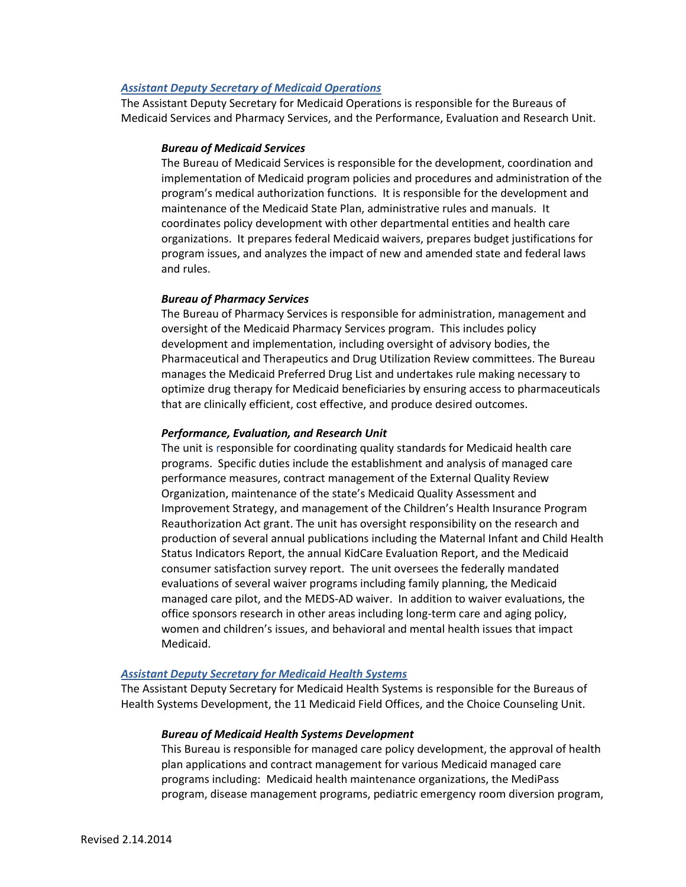### *Assistant Deputy Secretary of Medicaid Operations*

The Assistant Deputy Secretary for Medicaid Operations is responsible for the Bureaus of Medicaid Services and Pharmacy Services, and the Performance, Evaluation and Research Unit.

#### *Bureau of Medicaid Services*

The Bureau of Medicaid Services is responsible for the development, coordination and implementation of Medicaid program policies and procedures and administration of the program's medical authorization functions. It is responsible for the development and maintenance of the Medicaid State Plan, administrative rules and manuals. It coordinates policy development with other departmental entities and health care organizations. It prepares federal Medicaid waivers, prepares budget justifications for program issues, and analyzes the impact of new and amended state and federal laws and rules.

#### *Bureau of Pharmacy Services*

The Bureau of Pharmacy Services is responsible for administration, management and oversight of the Medicaid Pharmacy Services program. This includes policy development and implementation, including oversight of advisory bodies, the Pharmaceutical and Therapeutics and Drug Utilization Review committees. The Bureau manages the Medicaid Preferred Drug List and undertakes rule making necessary to optimize drug therapy for Medicaid beneficiaries by ensuring access to pharmaceuticals that are clinically efficient, cost effective, and produce desired outcomes.

#### *Performance, Evaluation, and Research Unit*

The unit is responsible for coordinating quality standards for Medicaid health care programs. Specific duties include the establishment and analysis of managed care performance measures, contract management of the External Quality Review Organization, maintenance of the state's Medicaid Quality Assessment and Improvement Strategy, and management of the Children's Health Insurance Program Reauthorization Act grant. The unit has oversight responsibility on the research and production of several annual publications including the Maternal Infant and Child Health Status Indicators Report, the annual KidCare Evaluation Report, and the Medicaid consumer satisfaction survey report. The unit oversees the federally mandated evaluations of several waiver programs including family planning, the Medicaid managed care pilot, and the MEDS-AD waiver. In addition to waiver evaluations, the office sponsors research in other areas including long-term care and aging policy, women and children's issues, and behavioral and mental health issues that impact Medicaid.

### *Assistant Deputy Secretary for Medicaid Health Systems*

The Assistant Deputy Secretary for Medicaid Health Systems is responsible for the Bureaus of Health Systems Development, the 11 Medicaid Field Offices, and the Choice Counseling Unit.

#### *Bureau of Medicaid Health Systems Development*

This Bureau is responsible for managed care policy development, the approval of health plan applications and contract management for various Medicaid managed care programs including: Medicaid health maintenance organizations, the MediPass program, disease management programs, pediatric emergency room diversion program,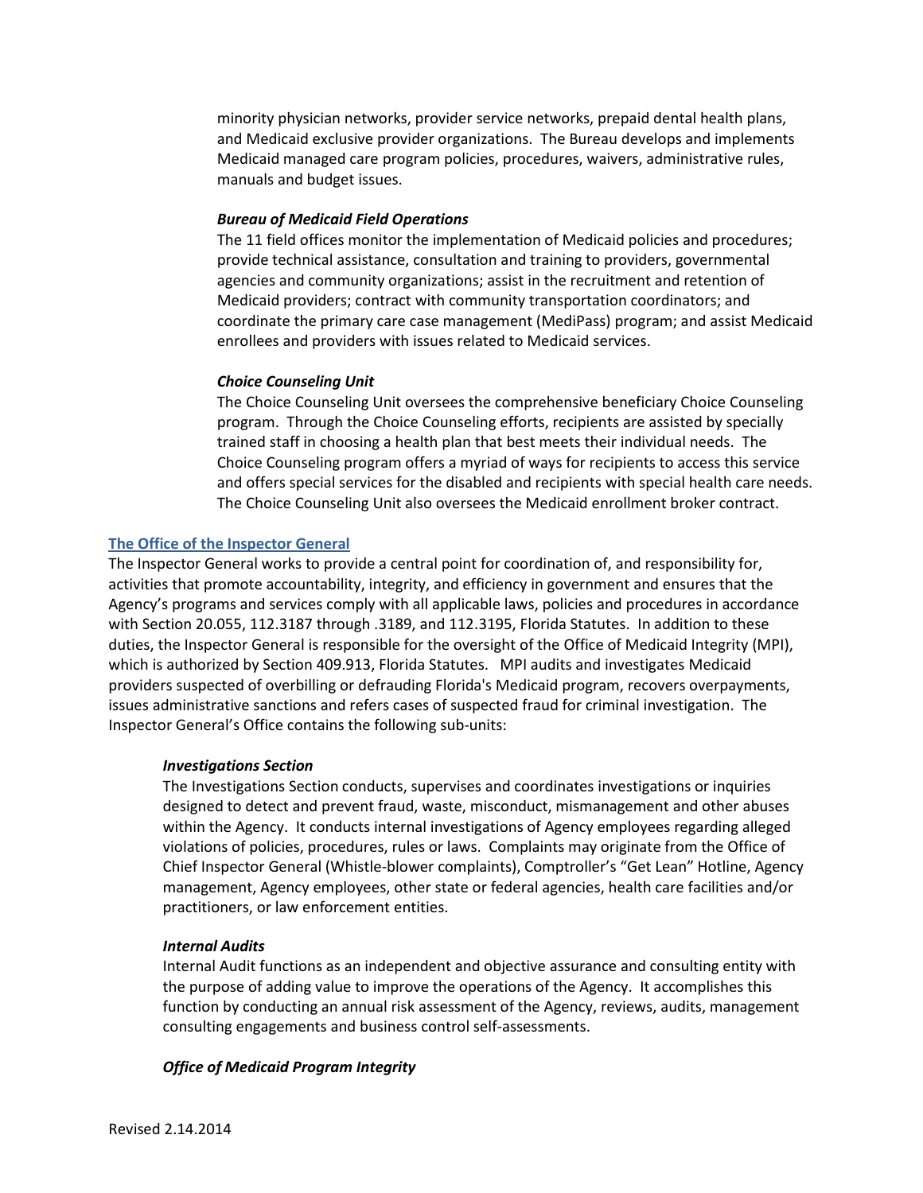minority physician networks, provider service networks, prepaid dental health plans, and Medicaid exclusive provider organizations. The Bureau develops and implements Medicaid managed care program policies, procedures, waivers, administrative rules, manuals and budget issues.

#### *Bureau of Medicaid Field Operations*

The 11 field offices monitor the implementation of Medicaid policies and procedures; provide technical assistance, consultation and training to providers, governmental agencies and community organizations; assist in the recruitment and retention of Medicaid providers; contract with community transportation coordinators; and coordinate the primary care case management (MediPass) program; and assist Medicaid enrollees and providers with issues related to Medicaid services.

#### *Choice Counseling Unit*

The Choice Counseling Unit oversees the comprehensive beneficiary Choice Counseling program. Through the Choice Counseling efforts, recipients are assisted by specially trained staff in choosing a health plan that best meets their individual needs. The Choice Counseling program offers a myriad of ways for recipients to access this service and offers special services for the disabled and recipients with special health care needs. The Choice Counseling Unit also oversees the Medicaid enrollment broker contract.

## The Office of the Inspector General

The Inspector General works to provide a central point for coordination of, and responsibility for, activities that promote accountability, integrity, and efficiency in government and ensures that the Agency's programs and services comply with all applicable laws, policies and procedures in accordance with Section 20.055, 112.3187 through .3189, and 112.3195, Florida Statutes. In addition to these duties, the Inspector General is responsible for the oversight of the Office of Medicaid Integrity (MPI), which is authorized by Section 409.913, Florida Statutes. MPI audits and investigates Medicaid providers suspected of overbilling or defrauding Florida's Medicaid program, recovers overpayments, issues administrative sanctions and refers cases of suspected fraud for criminal investigation. The Inspector General's Office contains the following sub-units:

#### *Investigations Section*

The Investigations Section conducts, supervises and coordinates investigations or inquiries designed to detect and prevent fraud, waste, misconduct, mismanagement and other abuses within the Agency. It conducts internal investigations of Agency employees regarding alleged violations of policies, procedures, rules or laws. Complaints may originate from the Office of Chief Inspector General (Whistle-blower complaints), Comptroller's "Get Lean" Hotline, Agency management, Agency employees, other state or federal agencies, health care facilities and/or practitioners, or law enforcement entities.

#### *Internal Audits*

Internal Audit functions as an independent and objective assurance and consulting entity with the purpose of adding value to improve the operations of the Agency. It accomplishes this function by conducting an annual risk assessment of the Agency, reviews, audits, management consulting engagements and business control self-assessments.

#### *Office of Medicaid Program Integrity*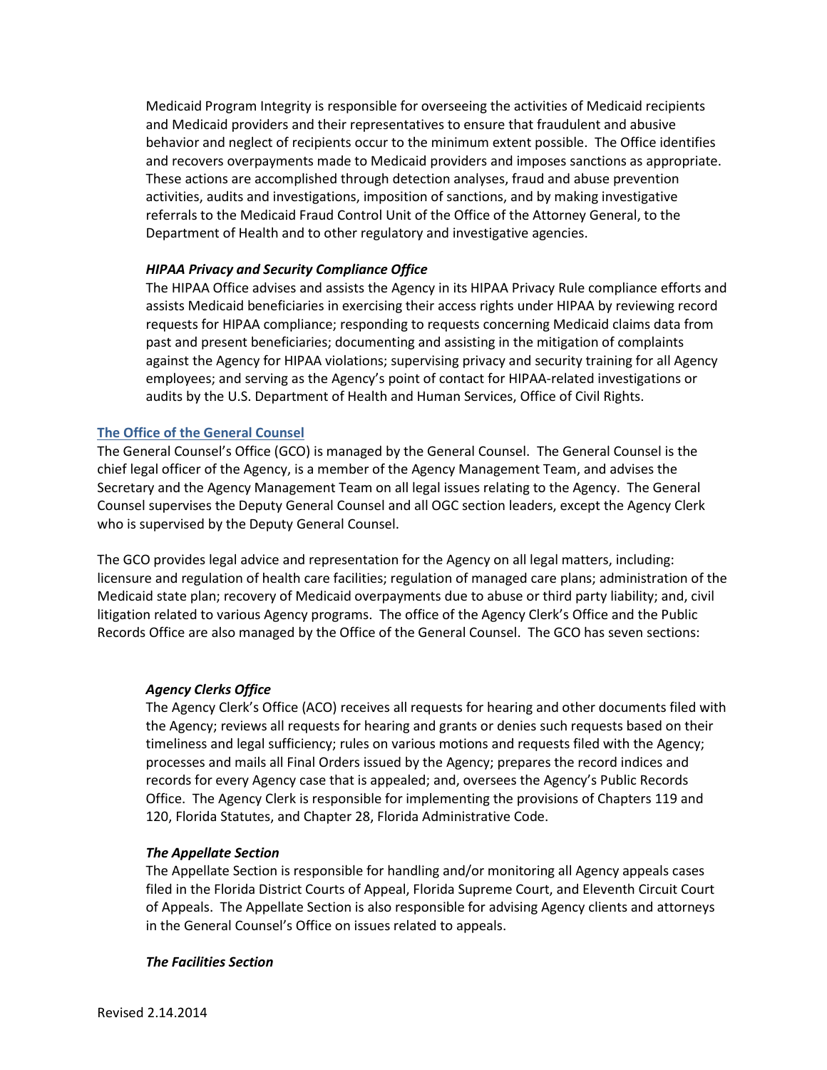Medicaid Program Integrity is responsible for overseeing the activities of Medicaid recipients and Medicaid providers and their representatives to ensure that fraudulent and abusive behavior and neglect of recipients occur to the minimum extent possible. The Office identifies and recovers overpayments made to Medicaid providers and imposes sanctions as appropriate. These actions are accomplished through detection analyses, fraud and abuse prevention activities, audits and investigations, imposition of sanctions, and by making investigative referrals to the Medicaid Fraud Control Unit of the Office of the Attorney General, to the Department of Health and to other regulatory and investigative agencies.

***HIPAA Privacy and Security Compliance Office***

The HIPAA Office advises and assists the Agency in its HIPAA Privacy Rule compliance efforts and assists Medicaid beneficiaries in exercising their access rights under HIPAA by reviewing record requests for HIPAA compliance; responding to requests concerning Medicaid claims data from past and present beneficiaries; documenting and assisting in the mitigation of complaints against the Agency for HIPAA violations; supervising privacy and security training for all Agency employees; and serving as the Agency's point of contact for HIPAA-related investigations or audits by the U.S. Department of Health and Human Services, Office of Civil Rights.

## The Office of the General Counsel

The General Counsel's Office (GCO) is managed by the General Counsel. The General Counsel is the chief legal officer of the Agency, is a member of the Agency Management Team, and advises the Secretary and the Agency Management Team on all legal issues relating to the Agency. The General Counsel supervises the Deputy General Counsel and all OGC section leaders, except the Agency Clerk who is supervised by the Deputy General Counsel.

The GCO provides legal advice and representation for the Agency on all legal matters, including: licensure and regulation of health care facilities; regulation of managed care plans; administration of the Medicaid state plan; recovery of Medicaid overpayments due to abuse or third party liability; and, civil litigation related to various Agency programs. The office of the Agency Clerk's Office and the Public Records Office are also managed by the Office of the General Counsel. The GCO has seven sections:

***Agency Clerks Office***

The Agency Clerk's Office (ACO) receives all requests for hearing and other documents filed with the Agency; reviews all requests for hearing and grants or denies such requests based on their timeliness and legal sufficiency; rules on various motions and requests filed with the Agency; processes and mails all Final Orders issued by the Agency; prepares the record indices and records for every Agency case that is appealed; and, oversees the Agency's Public Records Office. The Agency Clerk is responsible for implementing the provisions of Chapters 119 and 120, Florida Statutes, and Chapter 28, Florida Administrative Code.

***The Appellate Section***

The Appellate Section is responsible for handling and/or monitoring all Agency appeals cases filed in the Florida District Courts of Appeal, Florida Supreme Court, and Eleventh Circuit Court of Appeals. The Appellate Section is also responsible for advising Agency clients and attorneys in the General Counsel's Office on issues related to appeals.

***The Facilities Section***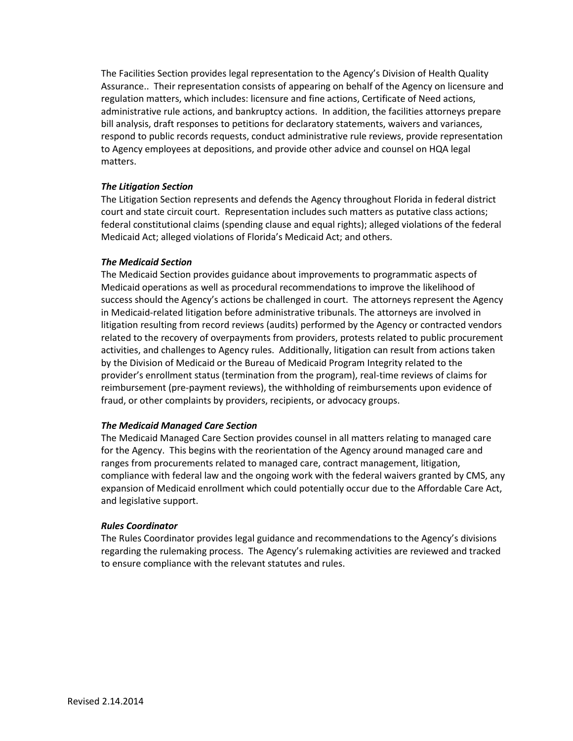The Facilities Section provides legal representation to the Agency's Division of Health Quality Assurance.. Their representation consists of appearing on behalf of the Agency on licensure and regulation matters, which includes: licensure and fine actions, Certificate of Need actions, administrative rule actions, and bankruptcy actions. In addition, the facilities attorneys prepare bill analysis, draft responses to petitions for declaratory statements, waivers and variances, respond to public records requests, conduct administrative rule reviews, provide representation to Agency employees at depositions, and provide other advice and counsel on HQA legal matters.

***The Litigation Section***

The Litigation Section represents and defends the Agency throughout Florida in federal district court and state circuit court. Representation includes such matters as putative class actions; federal constitutional claims (spending clause and equal rights); alleged violations of the federal Medicaid Act; alleged violations of Florida's Medicaid Act; and others.

***The Medicaid Section***

The Medicaid Section provides guidance about improvements to programmatic aspects of Medicaid operations as well as procedural recommendations to improve the likelihood of success should the Agency's actions be challenged in court. The attorneys represent the Agency in Medicaid-related litigation before administrative tribunals. The attorneys are involved in litigation resulting from record reviews (audits) performed by the Agency or contracted vendors related to the recovery of overpayments from providers, protests related to public procurement activities, and challenges to Agency rules. Additionally, litigation can result from actions taken by the Division of Medicaid or the Bureau of Medicaid Program Integrity related to the provider's enrollment status (termination from the program), real-time reviews of claims for reimbursement (pre-payment reviews), the withholding of reimbursements upon evidence of fraud, or other complaints by providers, recipients, or advocacy groups.

***The Medicaid Managed Care Section***

The Medicaid Managed Care Section provides counsel in all matters relating to managed care for the Agency. This begins with the reorientation of the Agency around managed care and ranges from procurements related to managed care, contract management, litigation, compliance with federal law and the ongoing work with the federal waivers granted by CMS, any expansion of Medicaid enrollment which could potentially occur due to the Affordable Care Act, and legislative support.

***Rules Coordinator***

The Rules Coordinator provides legal guidance and recommendations to the Agency's divisions regarding the rulemaking process. The Agency's rulemaking activities are reviewed and tracked to ensure compliance with the relevant statutes and rules.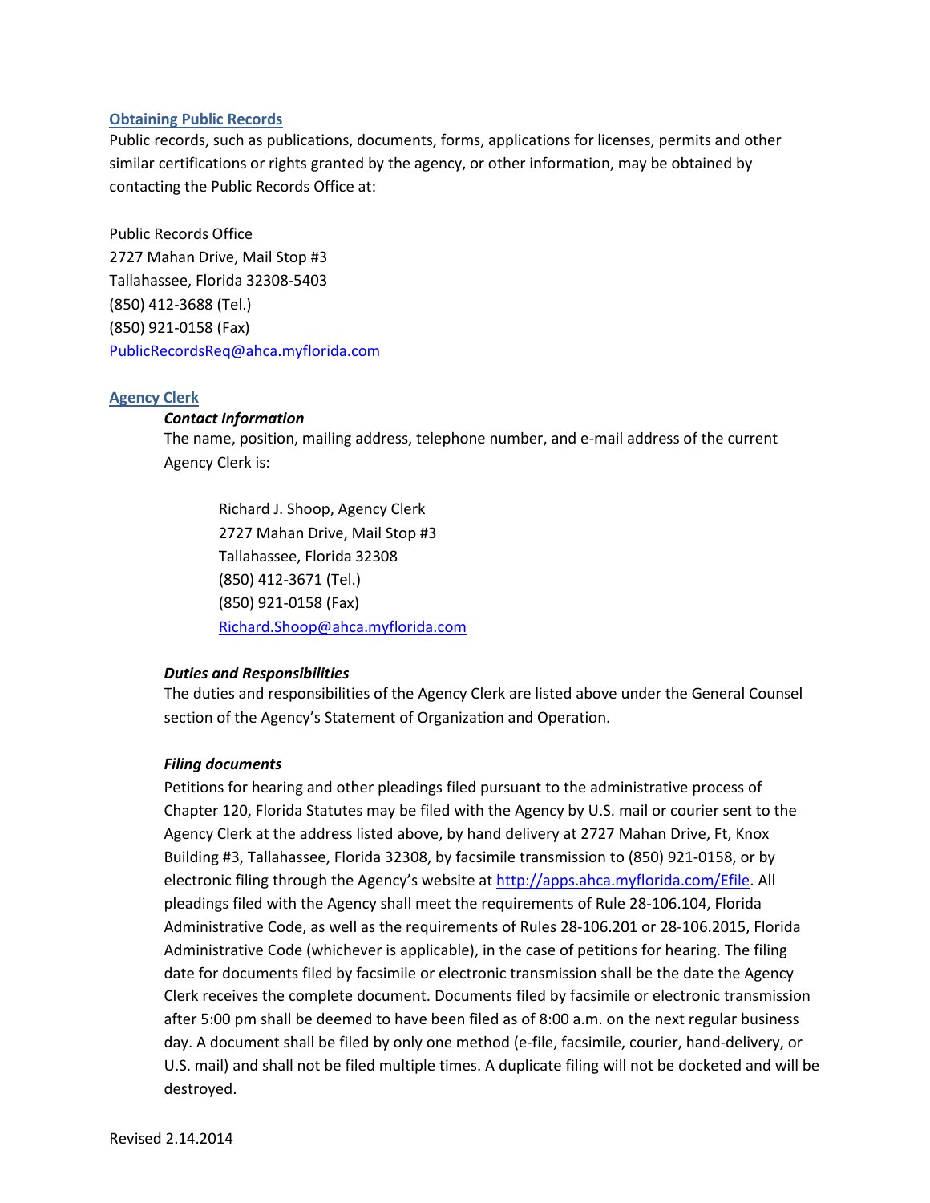## Obtaining Public Records

Public records, such as publications, documents, forms, applications for licenses, permits and other similar certifications or rights granted by the agency, or other information, may be obtained by contacting the Public Records Office at:

Public Records Office
2727 Mahan Drive, Mail Stop #3
Tallahassee, Florida 32308-5403
(850) 412-3688 (Tel.)
(850) 921-0158 (Fax)
PublicRecordsReq@ahca.myflorida.com

## Agency Clerk

### *Contact Information*

The name, position, mailing address, telephone number, and e-mail address of the current Agency Clerk is:

> Richard J. Shoop, Agency Clerk
> 2727 Mahan Drive, Mail Stop #3
> Tallahassee, Florida 32308
> (850) 412-3671 (Tel.)
> (850) 921-0158 (Fax)
> Richard.Shoop@ahca.myflorida.com

### *Duties and Responsibilities*

The duties and responsibilities of the Agency Clerk are listed above under the General Counsel section of the Agency's Statement of Organization and Operation.

### *Filing documents*

Petitions for hearing and other pleadings filed pursuant to the administrative process of Chapter 120, Florida Statutes may be filed with the Agency by U.S. mail or courier sent to the Agency Clerk at the address listed above, by hand delivery at 2727 Mahan Drive, Ft, Knox Building #3, Tallahassee, Florida 32308, by facsimile transmission to (850) 921-0158, or by electronic filing through the Agency's website at http://apps.ahca.myflorida.com/Efile. All pleadings filed with the Agency shall meet the requirements of Rule 28-106.104, Florida Administrative Code, as well as the requirements of Rules 28-106.201 or 28-106.2015, Florida Administrative Code (whichever is applicable), in the case of petitions for hearing. The filing date for documents filed by facsimile or electronic transmission shall be the date the Agency Clerk receives the complete document. Documents filed by facsimile or electronic transmission after 5:00 pm shall be deemed to have been filed as of 8:00 a.m. on the next regular business day. A document shall be filed by only one method (e-file, facsimile, courier, hand-delivery, or U.S. mail) and shall not be filed multiple times. A duplicate filing will not be docketed and will be destroyed.

Revised 2.14.2014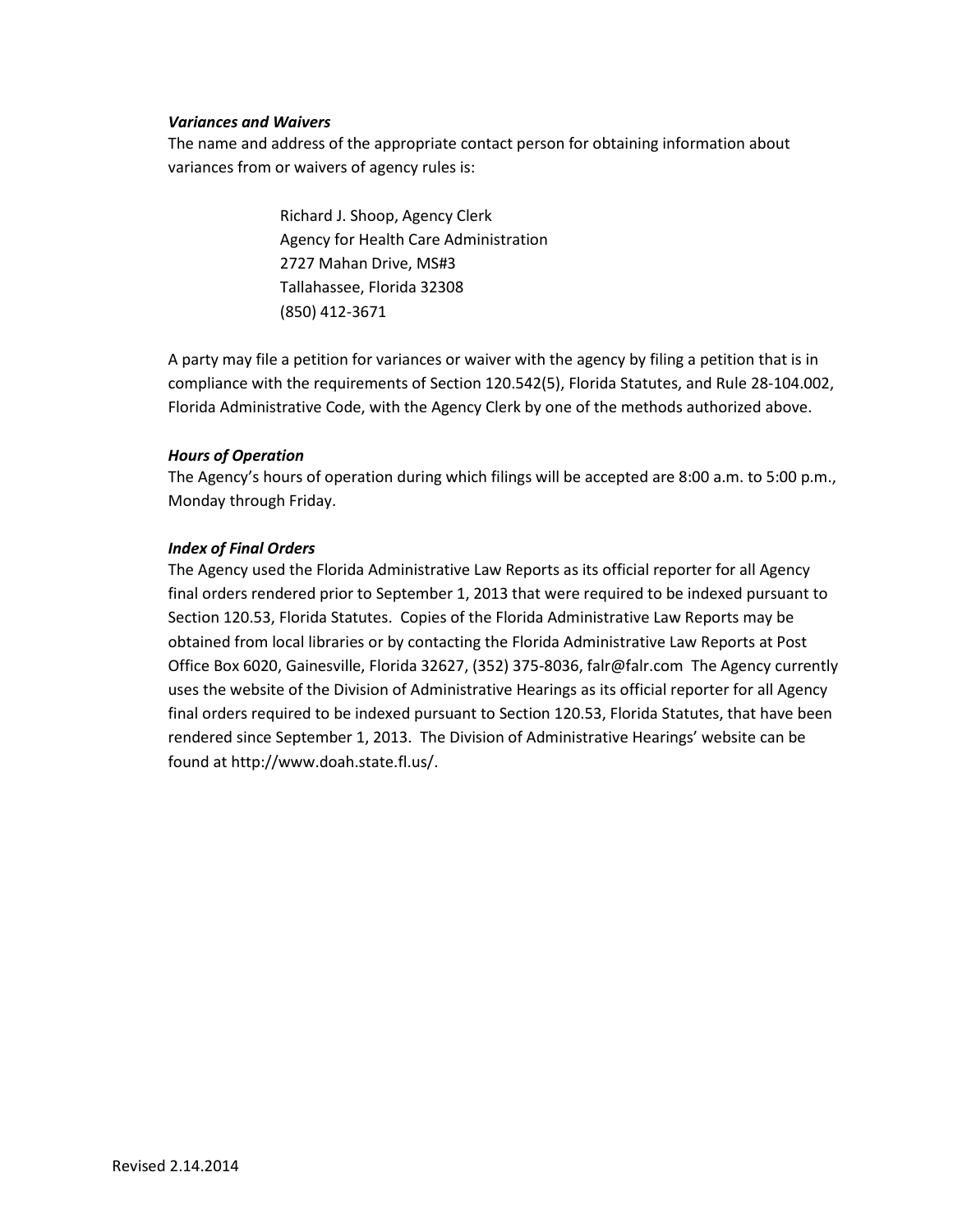***Variances and Waivers***

The name and address of the appropriate contact person for obtaining information about variances from or waivers of agency rules is:

> Richard J. Shoop, Agency Clerk
> Agency for Health Care Administration
> 2727 Mahan Drive, MS#3
> Tallahassee, Florida 32308
> (850) 412-3671

A party may file a petition for variances or waiver with the agency by filing a petition that is in compliance with the requirements of Section 120.542(5), Florida Statutes, and Rule 28-104.002, Florida Administrative Code, with the Agency Clerk by one of the methods authorized above.

***Hours of Operation***

The Agency's hours of operation during which filings will be accepted are 8:00 a.m. to 5:00 p.m., Monday through Friday.

***Index of Final Orders***

The Agency used the Florida Administrative Law Reports as its official reporter for all Agency final orders rendered prior to September 1, 2013 that were required to be indexed pursuant to Section 120.53, Florida Statutes. Copies of the Florida Administrative Law Reports may be obtained from local libraries or by contacting the Florida Administrative Law Reports at Post Office Box 6020, Gainesville, Florida 32627, (352) 375-8036, falr@falr.com The Agency currently uses the website of the Division of Administrative Hearings as its official reporter for all Agency final orders required to be indexed pursuant to Section 120.53, Florida Statutes, that have been rendered since September 1, 2013. The Division of Administrative Hearings' website can be found at http://www.doah.state.fl.us/.

Revised 2.14.2014